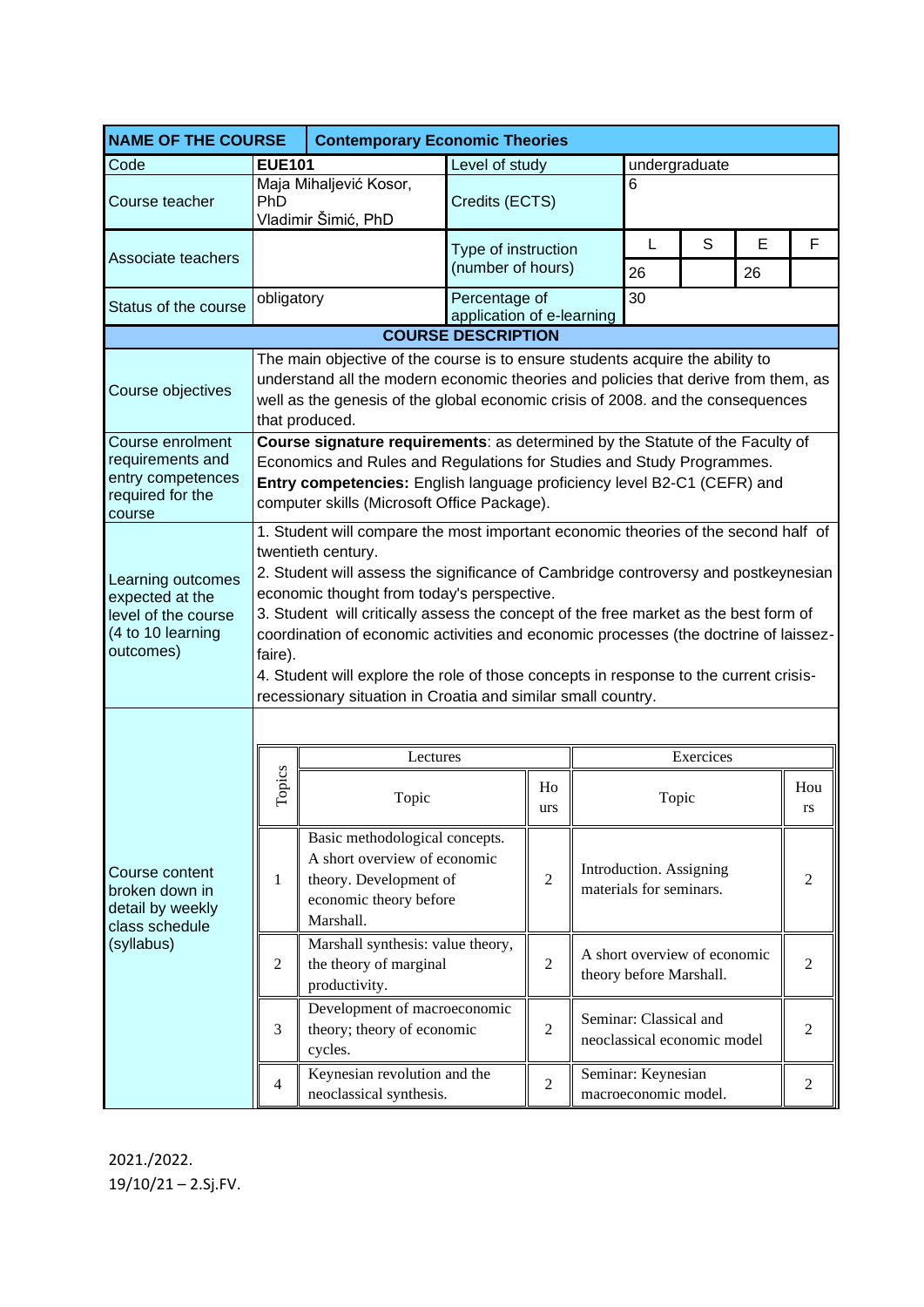| NAME OF THE COURSE | Contemporary Economic Theories | | | | | |
|---|---|---|---|---|---|---|
| Code | **EUE101** | Level of study | undergraduate | | | |
| Course teacher | Maja Mihaljević Kosor, PhD<br>Vladimir Šimić, PhD | Credits (ECTS) | 6 | | | |
| Associate teachers | | Type of instruction (number of hours) | L | S | E | F |
| | | | 26 | | 26 | |
| Status of the course | obligatory | Percentage of application of e-learning | 30 | | | |

**COURSE DESCRIPTION**

| | |
|---|---|
| Course objectives | The main objective of the course is to ensure students acquire the ability to understand all the modern economic theories and policies that derive from them, as well as the genesis of the global economic crisis of 2008. and the consequences that produced. |
| Course enrolment requirements and entry competences required for the course | **Course signature requirements**: as determined by the Statute of the Faculty of Economics and Rules and Regulations for Studies and Study Programmes.<br>**Entry competencies:** English language proficiency level B2-C1 (CEFR) and computer skills (Microsoft Office Package). |
| Learning outcomes expected at the level of the course (4 to 10 learning outcomes) | 1. Student will compare the most important economic theories of the second half of twentieth century.<br>2. Student will assess the significance of Cambridge controversy and postkeynesian economic thought from today's perspective.<br>3. Student will critically assess the concept of the free market as the best form of coordination of economic activities and economic processes (the doctrine of laissez-faire).<br>4. Student will explore the role of those concepts in response to the current crisis-recessionary situation in Croatia and similar small country. |

Course content broken down in detail by weekly class schedule (syllabus)

| Topics | Lectures – Topic | Hours | Exercices – Topic | Hours |
|---|---|---|---|---|
| 1 | Basic methodological concepts. A short overview of economic theory. Development of economic theory before Marshall. | 2 | Introduction. Assigning materials for seminars. | 2 |
| 2 | Marshall synthesis: value theory, the theory of marginal productivity. | 2 | A short overview of economic theory before Marshall. | 2 |
| 3 | Development of macroeconomic theory; theory of economic cycles. | 2 | Seminar: Classical and neoclassical economic model | 2 |
| 4 | Keynesian revolution and the neoclassical synthesis. | 2 | Seminar: Keynesian macroeconomic model. | 2 |

2021./2022.
19/10/21 – 2.Sj.FV.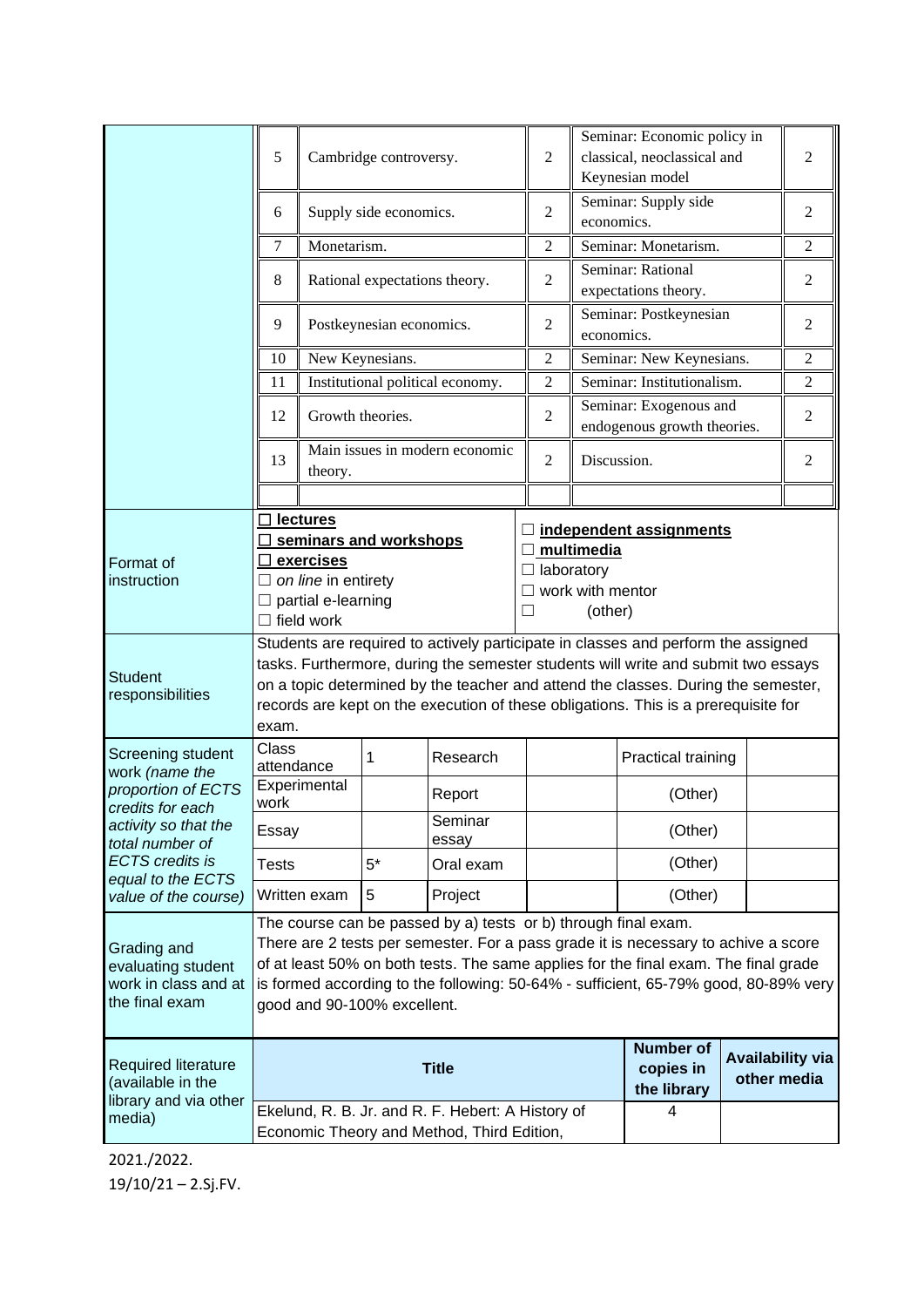| | | | | | |
|---|---|---|---|---|---|
| 5 | Cambridge controversy. | 2 | Seminar: Economic policy in classical, neoclassical and Keynesian model | 2 |
| 6 | Supply side economics. | 2 | Seminar: Supply side economics. | 2 |
| 7 | Monetarism. | 2 | Seminar: Monetarism. | 2 |
| 8 | Rational expectations theory. | 2 | Seminar: Rational expectations theory. | 2 |
| 9 | Postkeynesian economics. | 2 | Seminar: Postkeynesian economics. | 2 |
| 10 | New Keynesians. | 2 | Seminar: New Keynesians. | 2 |
| 11 | Institutional political economy. | 2 | Seminar: Institutionalism. | 2 |
| 12 | Growth theories. | 2 | Seminar: Exogenous and endogenous growth theories. | 2 |
| 13 | Main issues in modern economic theory. | 2 | Discussion. | 2 |
| | | | | |

| | | |
|---|---|---|
| Format of instruction | ☐ **lectures**<br>☐ **seminars and workshops**<br>☐ **exercises**<br>☐ *on line* in entirety<br>☐ partial e-learning<br>☐ field work | ☐ **independent assignments**<br>☐ **multimedia**<br>☐ laboratory<br>☐ work with mentor<br>☐ (other) |
| Student responsibilities | Students are required to actively participate in classes and perform the assigned tasks. Furthermore, during the semester students will write and submit two essays on a topic determined by the teacher and attend the classes. During the semester, records are kept on the execution of these obligations. This is a prerequisite for exam. | |

| Screening student work *(name the proportion of ECTS credits for each activity so that the total number of ECTS credits is equal to the ECTS value of the course)* | | | | | | |
|---|---|---|---|---|---|---|
| Class attendance | 1 | Research | | Practical training | |
| Experimental work | | Report | | (Other) | |
| Essay | | Seminar essay | | (Other) | |
| Tests | 5* | Oral exam | | (Other) | |
| Written exam | 5 | Project | | (Other) | |

| | |
|---|---|
| Grading and evaluating student work in class and at the final exam | The course can be passed by a) tests or b) through final exam. There are 2 tests per semester. For a pass grade it is necessary to achive a score of at least 50% on both tests. The same applies for the final exam. The final grade is formed according to the following: 50-64% - sufficient, 65-79% good, 80-89% very good and 90-100% excellent. |

| Required literature (available in the library and via other media) | Title | Number of copies in the library | Availability via other media |
|---|---|---|---|
| | Ekelund, R. B. Jr. and R. F. Hebert: A History of Economic Theory and Method, Third Edition, | 4 | |

2021./2022.

19/10/21 – 2.Sj.FV.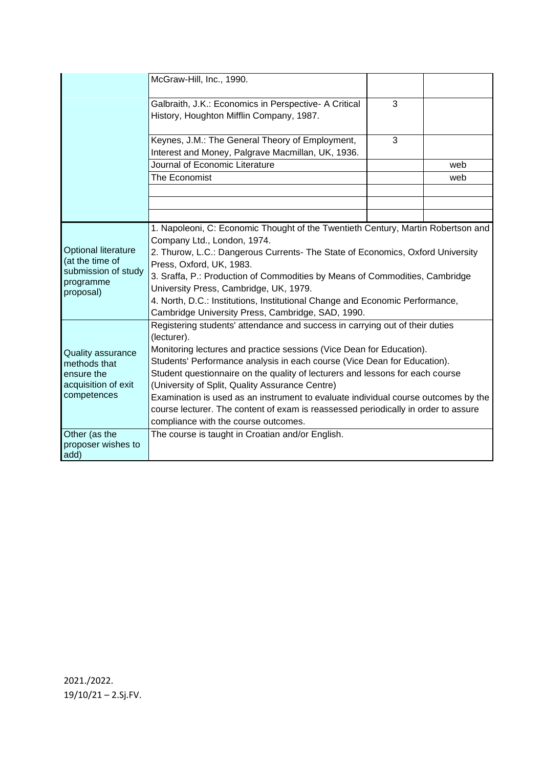| | | | |
|---|---|---|---|
| | McGraw-Hill, Inc., 1990. | | |
| | Galbraith, J.K.: Economics in Perspective- A Critical History, Houghton Mifflin Company, 1987. | 3 | |
| | Keynes, J.M.: The General Theory of Employment, Interest and Money, Palgrave Macmillan, UK, 1936. | 3 | |
| | Journal of Economic Literature | | web |
| | The Economist | | web |
| | | | |
| | | | |
| | | | |
| Optional literature (at the time of submission of study programme proposal) | 1. Napoleoni, C: Economic Thought of the Twentieth Century, Martin Robertson and Company Ltd., London, 1974.<br>2. Thurow, L.C.: Dangerous Currents- The State of Economics, Oxford University Press, Oxford, UK, 1983.<br>3. Sraffa, P.: Production of Commodities by Means of Commodities, Cambridge University Press, Cambridge, UK, 1979.<br>4. North, D.C.: Institutions, Institutional Change and Economic Performance, Cambridge University Press, Cambridge, SAD, 1990. | | |
| Quality assurance methods that ensure the acquisition of exit competences | Registering students' attendance and success in carrying out of their duties (lecturer).<br>Monitoring lectures and practice sessions (Vice Dean for Education).<br>Students' Performance analysis in each course (Vice Dean for Education).<br>Student questionnaire on the quality of lecturers and lessons for each course (University of Split, Quality Assurance Centre)<br>Examination is used as an instrument to evaluate individual course outcomes by the course lecturer. The content of exam is reassessed periodically in order to assure compliance with the course outcomes. | | |
| Other (as the proposer wishes to add) | The course is taught in Croatian and/or English. | | |

2021./2022.
19/10/21 – 2.Sj.FV.